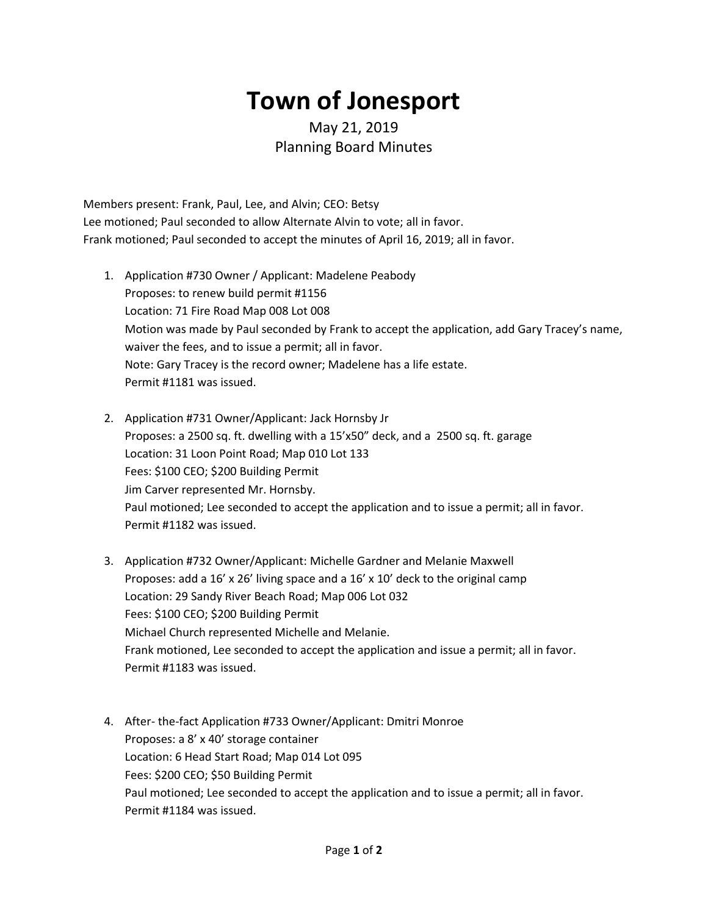# Town of Jonesport

May 21, 2019
Planning Board Minutes

Members present: Frank, Paul, Lee, and Alvin; CEO: Betsy
Lee motioned; Paul seconded to allow Alternate Alvin to vote; all in favor.
Frank motioned; Paul seconded to accept the minutes of April 16, 2019; all in favor.

1. Application #730 Owner / Applicant: Madelene Peabody
   Proposes: to renew build permit #1156
   Location: 71 Fire Road Map 008 Lot 008
   Motion was made by Paul seconded by Frank to accept the application, add Gary Tracey's name, waiver the fees, and to issue a permit; all in favor.
   Note: Gary Tracey is the record owner; Madelene has a life estate.
   Permit #1181 was issued.

2. Application #731 Owner/Applicant: Jack Hornsby Jr
   Proposes: a 2500 sq. ft. dwelling with a 15'x50" deck, and a 2500 sq. ft. garage
   Location: 31 Loon Point Road; Map 010 Lot 133
   Fees: $100 CEO; $200 Building Permit
   Jim Carver represented Mr. Hornsby.
   Paul motioned; Lee seconded to accept the application and to issue a permit; all in favor.
   Permit #1182 was issued.

3. Application #732 Owner/Applicant: Michelle Gardner and Melanie Maxwell
   Proposes: add a 16' x 26' living space and a 16' x 10' deck to the original camp
   Location: 29 Sandy River Beach Road; Map 006 Lot 032
   Fees: $100 CEO; $200 Building Permit
   Michael Church represented Michelle and Melanie.
   Frank motioned, Lee seconded to accept the application and issue a permit; all in favor.
   Permit #1183 was issued.

4. After- the-fact Application #733 Owner/Applicant: Dmitri Monroe
   Proposes: a 8' x 40' storage container
   Location: 6 Head Start Road; Map 014 Lot 095
   Fees: $200 CEO; $50 Building Permit
   Paul motioned; Lee seconded to accept the application and to issue a permit; all in favor.
   Permit #1184 was issued.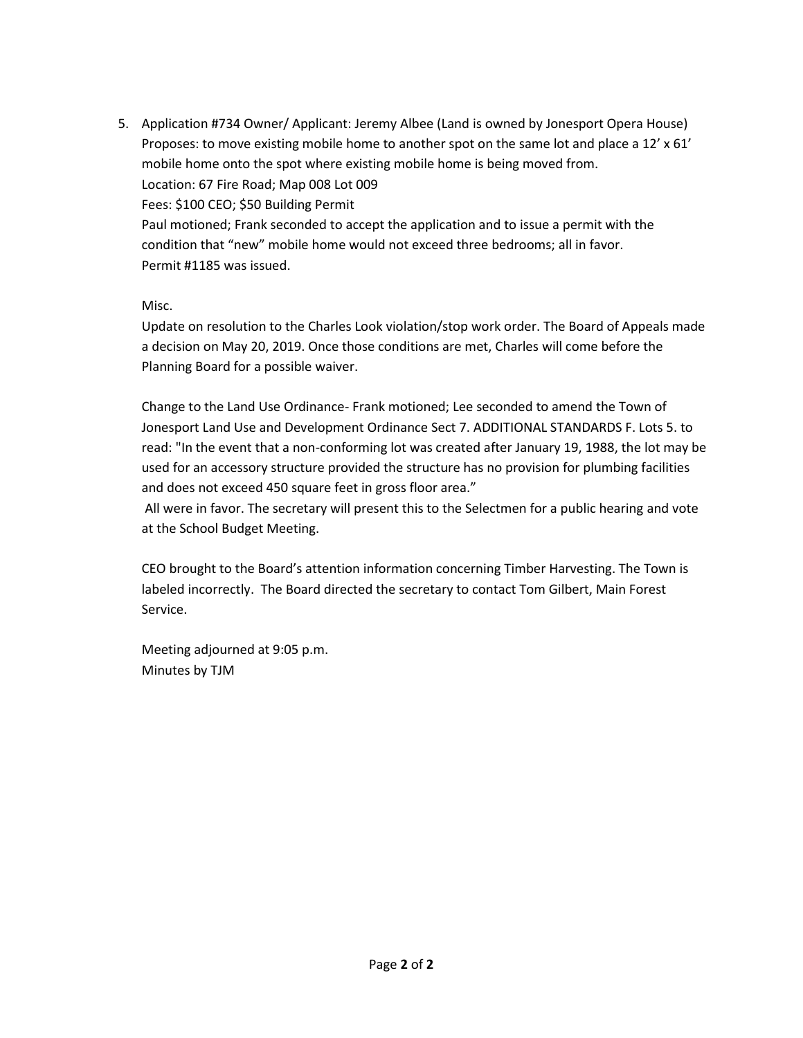5. Application #734 Owner/ Applicant: Jeremy Albee (Land is owned by Jonesport Opera House) Proposes: to move existing mobile home to another spot on the same lot and place a 12' x 61' mobile home onto the spot where existing mobile home is being moved from.
   Location: 67 Fire Road; Map 008 Lot 009
   Fees: $100 CEO; $50 Building Permit
   Paul motioned; Frank seconded to accept the application and to issue a permit with the condition that "new" mobile home would not exceed three bedrooms; all in favor.
   Permit #1185 was issued.

   Misc.
   Update on resolution to the Charles Look violation/stop work order. The Board of Appeals made a decision on May 20, 2019. Once those conditions are met, Charles will come before the Planning Board for a possible waiver.

   Change to the Land Use Ordinance- Frank motioned; Lee seconded to amend the Town of Jonesport Land Use and Development Ordinance Sect 7. ADDITIONAL STANDARDS F. Lots 5. to read: "In the event that a non-conforming lot was created after January 19, 1988, the lot may be used for an accessory structure provided the structure has no provision for plumbing facilities and does not exceed 450 square feet in gross floor area."
   All were in favor. The secretary will present this to the Selectmen for a public hearing and vote at the School Budget Meeting.

   CEO brought to the Board's attention information concerning Timber Harvesting. The Town is labeled incorrectly. The Board directed the secretary to contact Tom Gilbert, Main Forest Service.

   Meeting adjourned at 9:05 p.m.
   Minutes by TJM